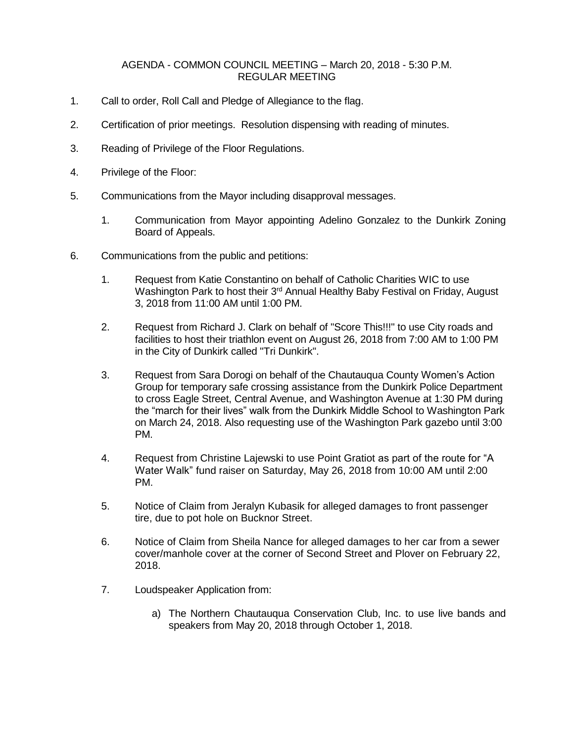AGENDA - COMMON COUNCIL MEETING – March 20, 2018 - 5:30 P.M.
REGULAR MEETING

1. Call to order, Roll Call and Pledge of Allegiance to the flag.

2. Certification of prior meetings. Resolution dispensing with reading of minutes.

3. Reading of Privilege of the Floor Regulations.

4. Privilege of the Floor:

5. Communications from the Mayor including disapproval messages.

   1. Communication from Mayor appointing Adelino Gonzalez to the Dunkirk Zoning Board of Appeals.

6. Communications from the public and petitions:

   1. Request from Katie Constantino on behalf of Catholic Charities WIC to use Washington Park to host their 3rd Annual Healthy Baby Festival on Friday, August 3, 2018 from 11:00 AM until 1:00 PM.

   2. Request from Richard J. Clark on behalf of "Score This!!!" to use City roads and facilities to host their triathlon event on August 26, 2018 from 7:00 AM to 1:00 PM in the City of Dunkirk called "Tri Dunkirk".

   3. Request from Sara Dorogi on behalf of the Chautauqua County Women's Action Group for temporary safe crossing assistance from the Dunkirk Police Department to cross Eagle Street, Central Avenue, and Washington Avenue at 1:30 PM during the "march for their lives" walk from the Dunkirk Middle School to Washington Park on March 24, 2018. Also requesting use of the Washington Park gazebo until 3:00 PM.

   4. Request from Christine Lajewski to use Point Gratiot as part of the route for "A Water Walk" fund raiser on Saturday, May 26, 2018 from 10:00 AM until 2:00 PM.

   5. Notice of Claim from Jeralyn Kubasik for alleged damages to front passenger tire, due to pot hole on Bucknor Street.

   6. Notice of Claim from Sheila Nance for alleged damages to her car from a sewer cover/manhole cover at the corner of Second Street and Plover on February 22, 2018.

   7. Loudspeaker Application from:

      a) The Northern Chautauqua Conservation Club, Inc. to use live bands and speakers from May 20, 2018 through October 1, 2018.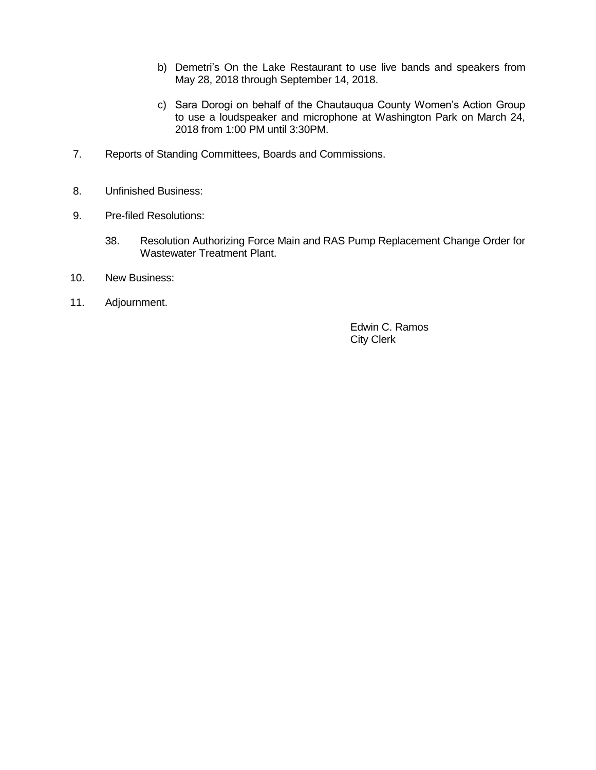b) Demetri's On the Lake Restaurant to use live bands and speakers from May 28, 2018 through September 14, 2018.

c) Sara Dorogi on behalf of the Chautauqua County Women's Action Group to use a loudspeaker and microphone at Washington Park on March 24, 2018 from 1:00 PM until 3:30PM.

7. Reports of Standing Committees, Boards and Commissions.

8. Unfinished Business:

9. Pre-filed Resolutions:

   38. Resolution Authorizing Force Main and RAS Pump Replacement Change Order for Wastewater Treatment Plant.

10. New Business:

11. Adjournment.

Edwin C. Ramos
City Clerk